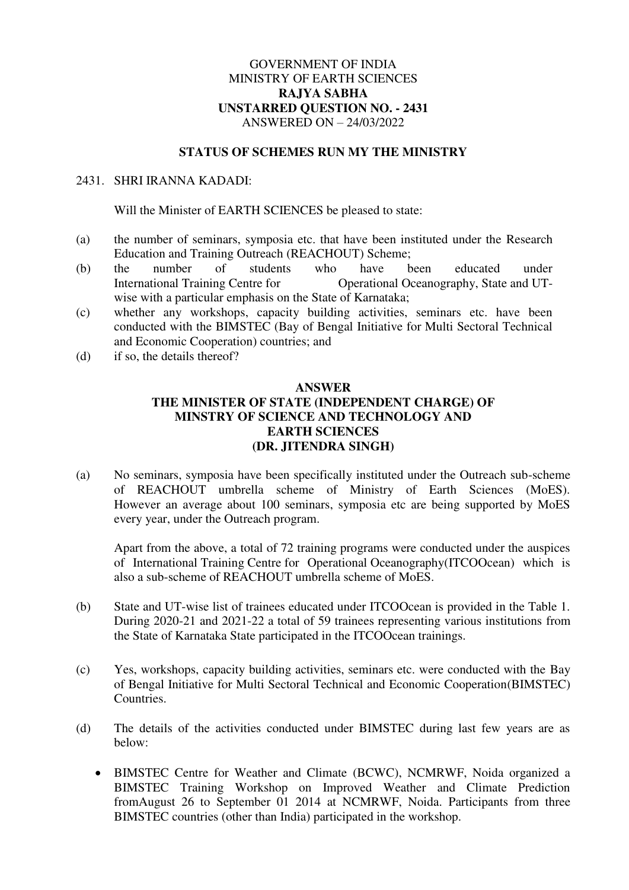GOVERNMENT OF INDIA
MINISTRY OF EARTH SCIENCES
**RAJYA SABHA**
**UNSTARRED QUESTION NO. - 2431**
ANSWERED ON – 24/03/2022

**STATUS OF SCHEMES RUN MY THE MINISTRY**

2431. SHRI IRANNA KADADI:

Will the Minister of EARTH SCIENCES be pleased to state:

(a) the number of seminars, symposia etc. that have been instituted under the Research Education and Training Outreach (REACHOUT) Scheme;
(b) the number of students who have been educated under International Training Centre for Operational Oceanography, State and UT-wise with a particular emphasis on the State of Karnataka;
(c) whether any workshops, capacity building activities, seminars etc. have been conducted with the BIMSTEC (Bay of Bengal Initiative for Multi Sectoral Technical and Economic Cooperation) countries; and
(d) if so, the details thereof?

**ANSWER**
**THE MINISTER OF STATE (INDEPENDENT CHARGE) OF MINSTRY OF SCIENCE AND TECHNOLOGY AND EARTH SCIENCES**
**(DR. JITENDRA SINGH)**

(a) No seminars, symposia have been specifically instituted under the Outreach sub-scheme of REACHOUT umbrella scheme of Ministry of Earth Sciences (MoES). However an average about 100 seminars, symposia etc are being supported by MoES every year, under the Outreach program.

Apart from the above, a total of 72 training programs were conducted under the auspices of International Training Centre for Operational Oceanography(ITCOOcean) which is also a sub-scheme of REACHOUT umbrella scheme of MoES.

(b) State and UT-wise list of trainees educated under ITCOOcean is provided in the Table 1. During 2020-21 and 2021-22 a total of 59 trainees representing various institutions from the State of Karnataka State participated in the ITCOOcean trainings.

(c) Yes, workshops, capacity building activities, seminars etc. were conducted with the Bay of Bengal Initiative for Multi Sectoral Technical and Economic Cooperation(BIMSTEC) Countries.

(d) The details of the activities conducted under BIMSTEC during last few years are as below:

- BIMSTEC Centre for Weather and Climate (BCWC), NCMRWF, Noida organized a BIMSTEC Training Workshop on Improved Weather and Climate Prediction fromAugust 26 to September 01 2014 at NCMRWF, Noida. Participants from three BIMSTEC countries (other than India) participated in the workshop.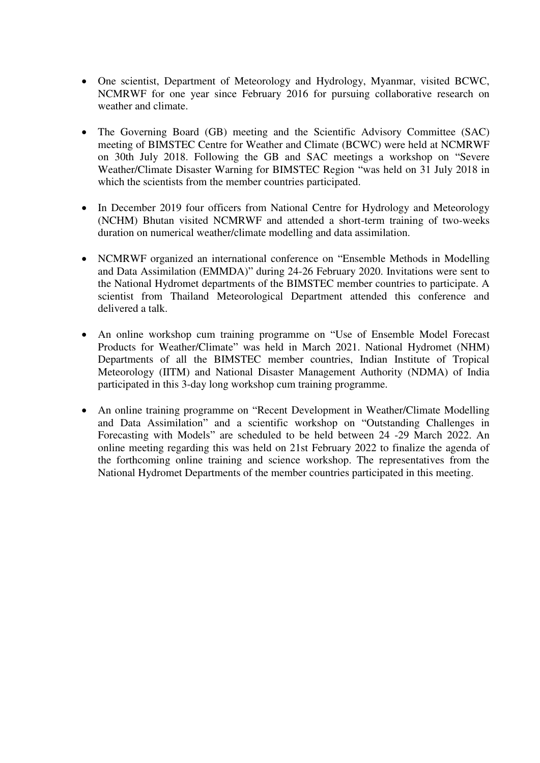- One scientist, Department of Meteorology and Hydrology, Myanmar, visited BCWC, NCMRWF for one year since February 2016 for pursuing collaborative research on weather and climate.

- The Governing Board (GB) meeting and the Scientific Advisory Committee (SAC) meeting of BIMSTEC Centre for Weather and Climate (BCWC) were held at NCMRWF on 30th July 2018. Following the GB and SAC meetings a workshop on "Severe Weather/Climate Disaster Warning for BIMSTEC Region "was held on 31 July 2018 in which the scientists from the member countries participated.

- In December 2019 four officers from National Centre for Hydrology and Meteorology (NCHM) Bhutan visited NCMRWF and attended a short-term training of two-weeks duration on numerical weather/climate modelling and data assimilation.

- NCMRWF organized an international conference on "Ensemble Methods in Modelling and Data Assimilation (EMMDA)" during 24-26 February 2020. Invitations were sent to the National Hydromet departments of the BIMSTEC member countries to participate. A scientist from Thailand Meteorological Department attended this conference and delivered a talk.

- An online workshop cum training programme on "Use of Ensemble Model Forecast Products for Weather/Climate" was held in March 2021. National Hydromet (NHM) Departments of all the BIMSTEC member countries, Indian Institute of Tropical Meteorology (IITM) and National Disaster Management Authority (NDMA) of India participated in this 3-day long workshop cum training programme.

- An online training programme on "Recent Development in Weather/Climate Modelling and Data Assimilation" and a scientific workshop on "Outstanding Challenges in Forecasting with Models" are scheduled to be held between 24 -29 March 2022. An online meeting regarding this was held on 21st February 2022 to finalize the agenda of the forthcoming online training and science workshop. The representatives from the National Hydromet Departments of the member countries participated in this meeting.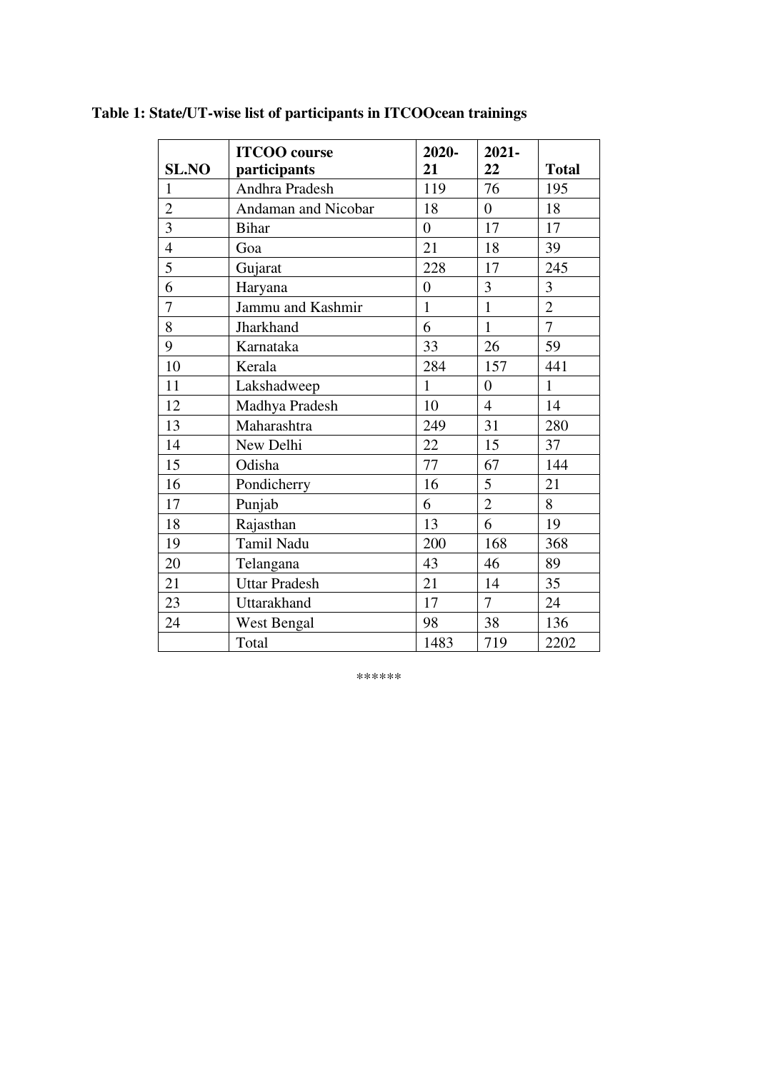**Table 1: State/UT-wise list of participants in ITCOOcean trainings**

| SL.NO | ITCOO course participants | 2020-21 | 2021-22 | Total |
|---|---|---|---|---|
| 1 | Andhra Pradesh | 119 | 76 | 195 |
| 2 | Andaman and Nicobar | 18 | 0 | 18 |
| 3 | Bihar | 0 | 17 | 17 |
| 4 | Goa | 21 | 18 | 39 |
| 5 | Gujarat | 228 | 17 | 245 |
| 6 | Haryana | 0 | 3 | 3 |
| 7 | Jammu and Kashmir | 1 | 1 | 2 |
| 8 | Jharkhand | 6 | 1 | 7 |
| 9 | Karnataka | 33 | 26 | 59 |
| 10 | Kerala | 284 | 157 | 441 |
| 11 | Lakshadweep | 1 | 0 | 1 |
| 12 | Madhya Pradesh | 10 | 4 | 14 |
| 13 | Maharashtra | 249 | 31 | 280 |
| 14 | New Delhi | 22 | 15 | 37 |
| 15 | Odisha | 77 | 67 | 144 |
| 16 | Pondicherry | 16 | 5 | 21 |
| 17 | Punjab | 6 | 2 | 8 |
| 18 | Rajasthan | 13 | 6 | 19 |
| 19 | Tamil Nadu | 200 | 168 | 368 |
| 20 | Telangana | 43 | 46 | 89 |
| 21 | Uttar Pradesh | 21 | 14 | 35 |
| 23 | Uttarakhand | 17 | 7 | 24 |
| 24 | West Bengal | 98 | 38 | 136 |
| | Total | 1483 | 719 | 2202 |

******